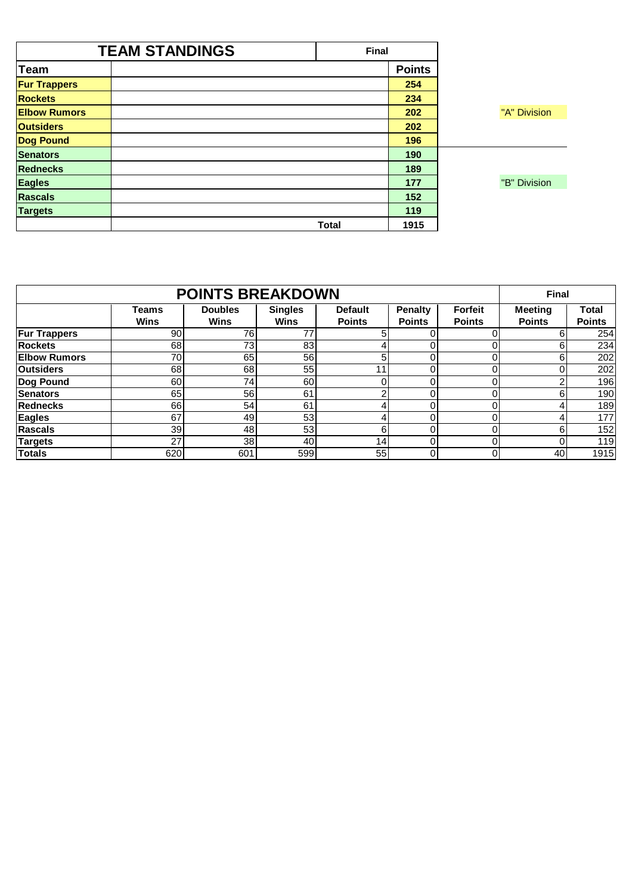## TEAM STANDINGS

| Team | | Points |
|---|---|---|
| **Fur Trappers** | | **254** |
| **Rockets** | | **234** |
| **Elbow Rumors** | | **202** |
| **Outsiders** | | **202** |
| **Dog Pound** | | **196** |
| **Senators** | | **190** |
| **Rednecks** | | **189** |
| **Eagles** | | **177** |
| **Rascals** | | **152** |
| **Targets** | | **119** |
| | **Total** | **1915** |

Final

"A" Division: Fur Trappers, Rockets, Elbow Rumors, Outsiders, Dog Pound

"B" Division: Senators, Rednecks, Eagles, Rascals, Targets

## POINTS BREAKDOWN

Final

| | Teams Wins | Doubles Wins | Singles Wins | Default Points | Penalty Points | Forfeit Points | Meeting Points | Total Points |
|---|---|---|---|---|---|---|---|---|
| **Fur Trappers** | 90 | 76 | 77 | 5 | 0 | 0 | 6 | 254 |
| **Rockets** | 68 | 73 | 83 | 4 | 0 | 0 | 6 | 234 |
| **Elbow Rumors** | 70 | 65 | 56 | 5 | 0 | 0 | 6 | 202 |
| **Outsiders** | 68 | 68 | 55 | 11 | 0 | 0 | 0 | 202 |
| **Dog Pound** | 60 | 74 | 60 | 0 | 0 | 0 | 2 | 196 |
| **Senators** | 65 | 56 | 61 | 2 | 0 | 0 | 6 | 190 |
| **Rednecks** | 66 | 54 | 61 | 4 | 0 | 0 | 4 | 189 |
| **Eagles** | 67 | 49 | 53 | 4 | 0 | 0 | 4 | 177 |
| **Rascals** | 39 | 48 | 53 | 6 | 0 | 0 | 6 | 152 |
| **Targets** | 27 | 38 | 40 | 14 | 0 | 0 | 0 | 119 |
| **Totals** | 620 | 601 | 599 | 55 | 0 | 0 | 40 | 1915 |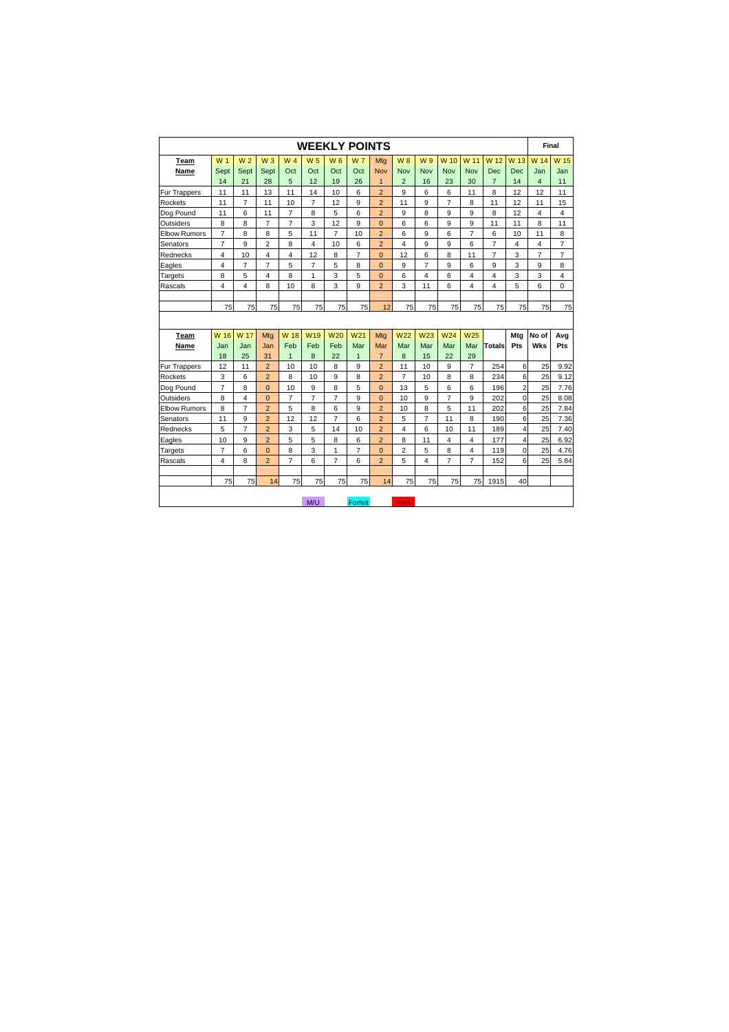# WEEKLY POINTS

**Final**

| Team Name | W 1 Sept 14 | W 2 Sept 21 | W 3 Sept 28 | W 4 Oct 5 | W 5 Oct 12 | W 6 Oct 19 | W 7 Oct 26 | Mtg Nov 1 | W 8 Nov 2 | W 9 Nov 16 | W 10 Nov 23 | W 11 Nov 30 | W 12 Dec 7 | W 13 Dec 14 | W 14 Jan 4 | W 15 Jan 11 |
|---|---|---|---|---|---|---|---|---|---|---|---|---|---|---|---|---|
| Fur Trappers | 11 | 11 | 13 | 11 | 14 | 10 | 6 | 2 | 9 | 6 | 6 | 11 | 8 | 12 | 12 | 11 |
| Rockets | 11 | 7 | 11 | 10 | 7 | 12 | 9 | 2 | 11 | 9 | 7 | 8 | 11 | 12 | 11 | 15 |
| Dog Pound | 11 | 6 | 11 | 7 | 8 | 5 | 6 | 2 | 9 | 8 | 9 | 9 | 8 | 12 | 4 | 4 |
| Outsiders | 8 | 8 | 7 | 7 | 3 | 12 | 9 | 0 | 6 | 6 | 9 | 9 | 11 | 11 | 8 | 11 |
| Elbow Rumors | 7 | 8 | 8 | 5 | 11 | 7 | 10 | 2 | 6 | 9 | 6 | 7 | 6 | 10 | 11 | 8 |
| Senators | 7 | 9 | 2 | 8 | 4 | 10 | 6 | 2 | 4 | 9 | 9 | 6 | 7 | 4 | 4 | 7 |
| Rednecks | 4 | 10 | 4 | 4 | 12 | 8 | 7 | 0 | 12 | 6 | 8 | 11 | 7 | 3 | 7 | 7 |
| Eagles | 4 | 7 | 7 | 5 | 7 | 5 | 8 | 0 | 9 | 7 | 9 | 6 | 9 | 3 | 9 | 8 |
| Targets | 8 | 5 | 4 | 8 | 1 | 3 | 5 | 0 | 6 | 4 | 6 | 4 | 4 | 3 | 3 | 4 |
| Rascals | 4 | 4 | 8 | 10 | 8 | 3 | 9 | 2 | 3 | 11 | 6 | 4 | 4 | 5 | 6 | 0 |
| | | | | | | | | | | | | | | | | |
| | 75 | 75 | 75 | 75 | 75 | 75 | 75 | 12 | 75 | 75 | 75 | 75 | 75 | 75 | 75 | 75 |

| Team Name | W 16 Jan 18 | W 17 Jan 25 | Mtg Jan 31 | W 18 Feb 1 | W19 Feb 8 | W20 Feb 22 | W21 Mar 1 | Mtg Mar 7 | W22 Mar 8 | W23 Mar 15 | W24 Mar 22 | W25 Mar 29 | Totals | Mtg Pts | No of Wks | Avg Pts |
|---|---|---|---|---|---|---|---|---|---|---|---|---|---|---|---|---|
| Fur Trappers | 12 | 11 | 2 | 10 | 10 | 8 | 9 | 2 | 11 | 10 | 9 | 7 | 254 | 6 | 25 | 9.92 |
| Rockets | 3 | 6 | 2 | 8 | 10 | 9 | 8 | 2 | 7 | 10 | 8 | 8 | 234 | 6 | 25 | 9.12 |
| Dog Pound | 7 | 8 | 0 | 10 | 9 | 8 | 5 | 0 | 13 | 5 | 6 | 6 | 196 | 2 | 25 | 7.76 |
| Outsiders | 8 | 4 | 0 | 7 | 7 | 7 | 9 | 0 | 10 | 9 | 7 | 9 | 202 | 0 | 25 | 8.08 |
| Elbow Rumors | 8 | 7 | 2 | 5 | 8 | 6 | 9 | 2 | 10 | 8 | 5 | 11 | 202 | 6 | 25 | 7.84 |
| Senators | 11 | 9 | 2 | 12 | 12 | 7 | 6 | 2 | 5 | 7 | 11 | 8 | 190 | 6 | 25 | 7.36 |
| Rednecks | 5 | 7 | 2 | 3 | 5 | 14 | 10 | 2 | 4 | 6 | 10 | 11 | 189 | 4 | 25 | 7.40 |
| Eagles | 10 | 9 | 2 | 5 | 5 | 8 | 6 | 2 | 8 | 11 | 4 | 4 | 177 | 4 | 25 | 6.92 |
| Targets | 7 | 6 | 0 | 8 | 3 | 1 | 7 | 0 | 2 | 5 | 8 | 4 | 119 | 0 | 25 | 4.76 |
| Rascals | 4 | 8 | 2 | 7 | 6 | 7 | 6 | 2 | 5 | 4 | 7 | 7 | 152 | 6 | 25 | 5.84 |
| | | | | | | | | | | | | | | | | |
| | 75 | 75 | 14 | 75 | 75 | 75 | 75 | 14 | 75 | 75 | 75 | 75 | 1915 | 40 | | |

M/U    Forfeit    Pen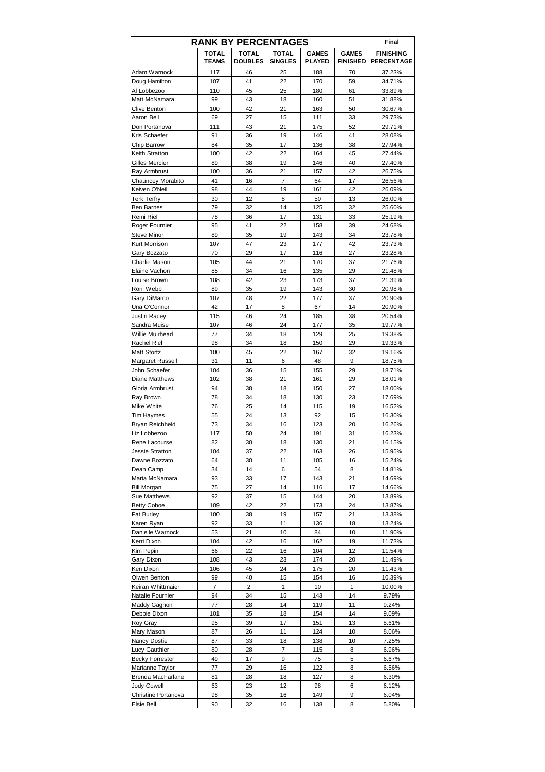| RANK BY PERCENTAGES | | | | | | Final |
|---|---|---|---|---|---|---|
| | **TOTAL TEAMS** | **TOTAL DOUBLES** | **TOTAL SINGLES** | **GAMES PLAYED** | **GAMES FINISHED** | **FINISHING PERCENTAGE** |
| Adam Warnock | 117 | 46 | 25 | 188 | 70 | 37.23% |
| Doug Hamilton | 107 | 41 | 22 | 170 | 59 | 34.71% |
| Al Lobbezoo | 110 | 45 | 25 | 180 | 61 | 33.89% |
| Matt McNamara | 99 | 43 | 18 | 160 | 51 | 31.88% |
| Clive Benton | 100 | 42 | 21 | 163 | 50 | 30.67% |
| Aaron Bell | 69 | 27 | 15 | 111 | 33 | 29.73% |
| Don Portanova | 111 | 43 | 21 | 175 | 52 | 29.71% |
| Kris Schaefer | 91 | 36 | 19 | 146 | 41 | 28.08% |
| Chip Barrow | 84 | 35 | 17 | 136 | 38 | 27.94% |
| Keith Stratton | 100 | 42 | 22 | 164 | 45 | 27.44% |
| Gilles Mercier | 89 | 38 | 19 | 146 | 40 | 27.40% |
| Ray Armbrust | 100 | 36 | 21 | 157 | 42 | 26.75% |
| Chauncey Morabito | 41 | 16 | 7 | 64 | 17 | 26.56% |
| Keiven O'Neill | 98 | 44 | 19 | 161 | 42 | 26.09% |
| Terk Terfry | 30 | 12 | 8 | 50 | 13 | 26.00% |
| Ben Barnes | 79 | 32 | 14 | 125 | 32 | 25.60% |
| Remi Riel | 78 | 36 | 17 | 131 | 33 | 25.19% |
| Roger Fournier | 95 | 41 | 22 | 158 | 39 | 24.68% |
| Steve Minor | 89 | 35 | 19 | 143 | 34 | 23.78% |
| Kurt Morrison | 107 | 47 | 23 | 177 | 42 | 23.73% |
| Gary Bozzato | 70 | 29 | 17 | 116 | 27 | 23.28% |
| Charlie Mason | 105 | 44 | 21 | 170 | 37 | 21.76% |
| Elaine Vachon | 85 | 34 | 16 | 135 | 29 | 21.48% |
| Louise Brown | 108 | 42 | 23 | 173 | 37 | 21.39% |
| Roni Webb | 89 | 35 | 19 | 143 | 30 | 20.98% |
| Gary DiMarco | 107 | 48 | 22 | 177 | 37 | 20.90% |
| Una O'Connor | 42 | 17 | 8 | 67 | 14 | 20.90% |
| Justin Racey | 115 | 46 | 24 | 185 | 38 | 20.54% |
| Sandra Muise | 107 | 46 | 24 | 177 | 35 | 19.77% |
| Willie Muirhead | 77 | 34 | 18 | 129 | 25 | 19.38% |
| Rachel Riel | 98 | 34 | 18 | 150 | 29 | 19.33% |
| Matt Stortz | 100 | 45 | 22 | 167 | 32 | 19.16% |
| Margaret Russell | 31 | 11 | 6 | 48 | 9 | 18.75% |
| John Schaefer | 104 | 36 | 15 | 155 | 29 | 18.71% |
| Diane Matthews | 102 | 38 | 21 | 161 | 29 | 18.01% |
| Gloria Armbrust | 94 | 38 | 18 | 150 | 27 | 18.00% |
| Ray Brown | 78 | 34 | 18 | 130 | 23 | 17.69% |
| Mike White | 76 | 25 | 14 | 115 | 19 | 16.52% |
| Tim Haymes | 55 | 24 | 13 | 92 | 15 | 16.30% |
| Bryan Reichheld | 73 | 34 | 16 | 123 | 20 | 16.26% |
| Liz Lobbezoo | 117 | 50 | 24 | 191 | 31 | 16.23% |
| Rene Lacourse | 82 | 30 | 18 | 130 | 21 | 16.15% |
| Jessie Stratton | 104 | 37 | 22 | 163 | 26 | 15.95% |
| Dawne Bozzato | 64 | 30 | 11 | 105 | 16 | 15.24% |
| Dean Camp | 34 | 14 | 6 | 54 | 8 | 14.81% |
| Maria McNamara | 93 | 33 | 17 | 143 | 21 | 14.69% |
| Bill Morgan | 75 | 27 | 14 | 116 | 17 | 14.66% |
| Sue Matthews | 92 | 37 | 15 | 144 | 20 | 13.89% |
| Betty Cohoe | 109 | 42 | 22 | 173 | 24 | 13.87% |
| Pat Burley | 100 | 38 | 19 | 157 | 21 | 13.38% |
| Karen Ryan | 92 | 33 | 11 | 136 | 18 | 13.24% |
| Danielle Warnock | 53 | 21 | 10 | 84 | 10 | 11.90% |
| Kerri Dixon | 104 | 42 | 16 | 162 | 19 | 11.73% |
| Kim Pepin | 66 | 22 | 16 | 104 | 12 | 11.54% |
| Gary Dixon | 108 | 43 | 23 | 174 | 20 | 11.49% |
| Ken Dixon | 106 | 45 | 24 | 175 | 20 | 11.43% |
| Olwen Benton | 99 | 40 | 15 | 154 | 16 | 10.39% |
| Keiran Whittmaier | 7 | 2 | 1 | 10 | 1 | 10.00% |
| Natalie Fournier | 94 | 34 | 15 | 143 | 14 | 9.79% |
| Maddy Gagnon | 77 | 28 | 14 | 119 | 11 | 9.24% |
| Debbie Dixon | 101 | 35 | 18 | 154 | 14 | 9.09% |
| Roy Gray | 95 | 39 | 17 | 151 | 13 | 8.61% |
| Mary Mason | 87 | 26 | 11 | 124 | 10 | 8.06% |
| Nancy Dostie | 87 | 33 | 18 | 138 | 10 | 7.25% |
| Lucy Gauthier | 80 | 28 | 7 | 115 | 8 | 6.96% |
| Becky Forrester | 49 | 17 | 9 | 75 | 5 | 6.67% |
| Marianne Taylor | 77 | 29 | 16 | 122 | 8 | 6.56% |
| Brenda MacFarlane | 81 | 28 | 18 | 127 | 8 | 6.30% |
| Jody Cowell | 63 | 23 | 12 | 98 | 6 | 6.12% |
| Christine Portanova | 98 | 35 | 16 | 149 | 9 | 6.04% |
| Elsie Bell | 90 | 32 | 16 | 138 | 8 | 5.80% |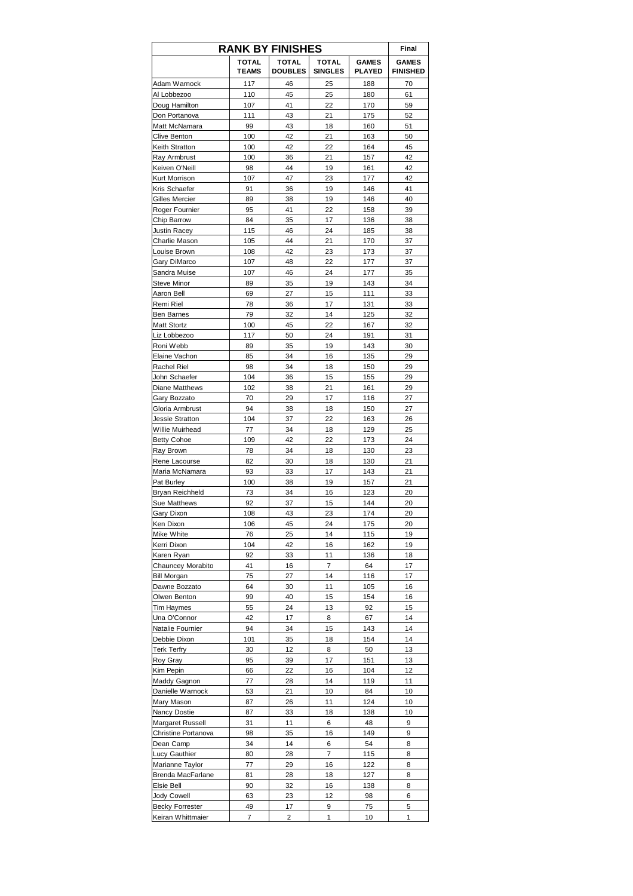| RANK BY FINISHES | | | | | Final |
|---|---|---|---|---|---|
| | TOTAL TEAMS | TOTAL DOUBLES | TOTAL SINGLES | GAMES PLAYED | GAMES FINISHED |
| Adam Warnock | 117 | 46 | 25 | 188 | 70 |
| Al Lobbezoo | 110 | 45 | 25 | 180 | 61 |
| Doug Hamilton | 107 | 41 | 22 | 170 | 59 |
| Don Portanova | 111 | 43 | 21 | 175 | 52 |
| Matt McNamara | 99 | 43 | 18 | 160 | 51 |
| Clive Benton | 100 | 42 | 21 | 163 | 50 |
| Keith Stratton | 100 | 42 | 22 | 164 | 45 |
| Ray Armbrust | 100 | 36 | 21 | 157 | 42 |
| Keiven O'Neill | 98 | 44 | 19 | 161 | 42 |
| Kurt Morrison | 107 | 47 | 23 | 177 | 42 |
| Kris Schaefer | 91 | 36 | 19 | 146 | 41 |
| Gilles Mercier | 89 | 38 | 19 | 146 | 40 |
| Roger Fournier | 95 | 41 | 22 | 158 | 39 |
| Chip Barrow | 84 | 35 | 17 | 136 | 38 |
| Justin Racey | 115 | 46 | 24 | 185 | 38 |
| Charlie Mason | 105 | 44 | 21 | 170 | 37 |
| Louise Brown | 108 | 42 | 23 | 173 | 37 |
| Gary DiMarco | 107 | 48 | 22 | 177 | 37 |
| Sandra Muise | 107 | 46 | 24 | 177 | 35 |
| Steve Minor | 89 | 35 | 19 | 143 | 34 |
| Aaron Bell | 69 | 27 | 15 | 111 | 33 |
| Remi Riel | 78 | 36 | 17 | 131 | 33 |
| Ben Barnes | 79 | 32 | 14 | 125 | 32 |
| Matt Stortz | 100 | 45 | 22 | 167 | 32 |
| Liz Lobbezoo | 117 | 50 | 24 | 191 | 31 |
| Roni Webb | 89 | 35 | 19 | 143 | 30 |
| Elaine Vachon | 85 | 34 | 16 | 135 | 29 |
| Rachel Riel | 98 | 34 | 18 | 150 | 29 |
| John Schaefer | 104 | 36 | 15 | 155 | 29 |
| Diane Matthews | 102 | 38 | 21 | 161 | 29 |
| Gary Bozzato | 70 | 29 | 17 | 116 | 27 |
| Gloria Armbrust | 94 | 38 | 18 | 150 | 27 |
| Jessie Stratton | 104 | 37 | 22 | 163 | 26 |
| Willie Muirhead | 77 | 34 | 18 | 129 | 25 |
| Betty Cohoe | 109 | 42 | 22 | 173 | 24 |
| Ray Brown | 78 | 34 | 18 | 130 | 23 |
| Rene Lacourse | 82 | 30 | 18 | 130 | 21 |
| Maria McNamara | 93 | 33 | 17 | 143 | 21 |
| Pat Burley | 100 | 38 | 19 | 157 | 21 |
| Bryan Reichheld | 73 | 34 | 16 | 123 | 20 |
| Sue Matthews | 92 | 37 | 15 | 144 | 20 |
| Gary Dixon | 108 | 43 | 23 | 174 | 20 |
| Ken Dixon | 106 | 45 | 24 | 175 | 20 |
| Mike White | 76 | 25 | 14 | 115 | 19 |
| Kerri Dixon | 104 | 42 | 16 | 162 | 19 |
| Karen Ryan | 92 | 33 | 11 | 136 | 18 |
| Chauncey Morabito | 41 | 16 | 7 | 64 | 17 |
| Bill Morgan | 75 | 27 | 14 | 116 | 17 |
| Dawne Bozzato | 64 | 30 | 11 | 105 | 16 |
| Olwen Benton | 99 | 40 | 15 | 154 | 16 |
| Tim Haymes | 55 | 24 | 13 | 92 | 15 |
| Una O'Connor | 42 | 17 | 8 | 67 | 14 |
| Natalie Fournier | 94 | 34 | 15 | 143 | 14 |
| Debbie Dixon | 101 | 35 | 18 | 154 | 14 |
| Terk Terfry | 30 | 12 | 8 | 50 | 13 |
| Roy Gray | 95 | 39 | 17 | 151 | 13 |
| Kim Pepin | 66 | 22 | 16 | 104 | 12 |
| Maddy Gagnon | 77 | 28 | 14 | 119 | 11 |
| Danielle Warnock | 53 | 21 | 10 | 84 | 10 |
| Mary Mason | 87 | 26 | 11 | 124 | 10 |
| Nancy Dostie | 87 | 33 | 18 | 138 | 10 |
| Margaret Russell | 31 | 11 | 6 | 48 | 9 |
| Christine Portanova | 98 | 35 | 16 | 149 | 9 |
| Dean Camp | 34 | 14 | 6 | 54 | 8 |
| Lucy Gauthier | 80 | 28 | 7 | 115 | 8 |
| Marianne Taylor | 77 | 29 | 16 | 122 | 8 |
| Brenda MacFarlane | 81 | 28 | 18 | 127 | 8 |
| Elsie Bell | 90 | 32 | 16 | 138 | 8 |
| Jody Cowell | 63 | 23 | 12 | 98 | 6 |
| Becky Forrester | 49 | 17 | 9 | 75 | 5 |
| Keiran Whittmaier | 7 | 2 | 1 | 10 | 1 |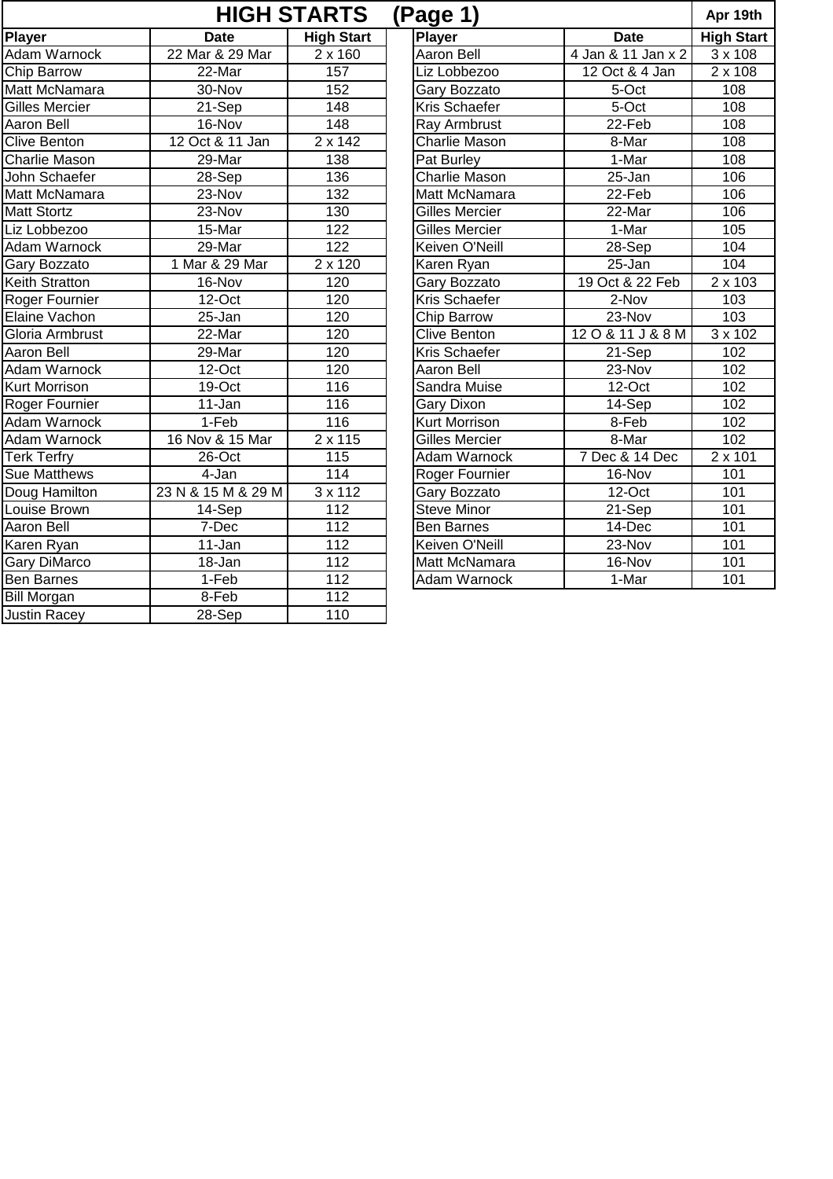# HIGH STARTS (Page 1)

**Apr 19th**

| Player | Date | High Start |
|---|---|---|
| Adam Warnock | 22 Mar & 29 Mar | 2 x 160 |
| Chip Barrow | 22-Mar | 157 |
| Matt McNamara | 30-Nov | 152 |
| Gilles Mercier | 21-Sep | 148 |
| Aaron Bell | 16-Nov | 148 |
| Clive Benton | 12 Oct & 11 Jan | 2 x 142 |
| Charlie Mason | 29-Mar | 138 |
| John Schaefer | 28-Sep | 136 |
| Matt McNamara | 23-Nov | 132 |
| Matt Stortz | 23-Nov | 130 |
| Liz Lobbezoo | 15-Mar | 122 |
| Adam Warnock | 29-Mar | 122 |
| Gary Bozzato | 1 Mar & 29 Mar | 2 x 120 |
| Keith Stratton | 16-Nov | 120 |
| Roger Fournier | 12-Oct | 120 |
| Elaine Vachon | 25-Jan | 120 |
| Gloria Armbrust | 22-Mar | 120 |
| Aaron Bell | 29-Mar | 120 |
| Adam Warnock | 12-Oct | 120 |
| Kurt Morrison | 19-Oct | 116 |
| Roger Fournier | 11-Jan | 116 |
| Adam Warnock | 1-Feb | 116 |
| Adam Warnock | 16 Nov & 15 Mar | 2 x 115 |
| Terk Terfry | 26-Oct | 115 |
| Sue Matthews | 4-Jan | 114 |
| Doug Hamilton | 23 N & 15 M & 29 M | 3 x 112 |
| Louise Brown | 14-Sep | 112 |
| Aaron Bell | 7-Dec | 112 |
| Karen Ryan | 11-Jan | 112 |
| Gary DiMarco | 18-Jan | 112 |
| Ben Barnes | 1-Feb | 112 |
| Bill Morgan | 8-Feb | 112 |
| Justin Racey | 28-Sep | 110 |
| Aaron Bell | 4 Jan & 11 Jan x 2 | 3 x 108 |
| Liz Lobbezoo | 12 Oct & 4 Jan | 2 x 108 |
| Gary Bozzato | 5-Oct | 108 |
| Kris Schaefer | 5-Oct | 108 |
| Ray Armbrust | 22-Feb | 108 |
| Charlie Mason | 8-Mar | 108 |
| Pat Burley | 1-Mar | 108 |
| Charlie Mason | 25-Jan | 106 |
| Matt McNamara | 22-Feb | 106 |
| Gilles Mercier | 22-Mar | 106 |
| Gilles Mercier | 1-Mar | 105 |
| Keiven O'Neill | 28-Sep | 104 |
| Karen Ryan | 25-Jan | 104 |
| Gary Bozzato | 19 Oct & 22 Feb | 2 x 103 |
| Kris Schaefer | 2-Nov | 103 |
| Chip Barrow | 23-Nov | 103 |
| Clive Benton | 12 O & 11 J & 8 M | 3 x 102 |
| Kris Schaefer | 21-Sep | 102 |
| Aaron Bell | 23-Nov | 102 |
| Sandra Muise | 12-Oct | 102 |
| Gary Dixon | 14-Sep | 102 |
| Kurt Morrison | 8-Feb | 102 |
| Gilles Mercier | 8-Mar | 102 |
| Adam Warnock | 7 Dec & 14 Dec | 2 x 101 |
| Roger Fournier | 16-Nov | 101 |
| Gary Bozzato | 12-Oct | 101 |
| Steve Minor | 21-Sep | 101 |
| Ben Barnes | 14-Dec | 101 |
| Keiven O'Neill | 23-Nov | 101 |
| Matt McNamara | 16-Nov | 101 |
| Adam Warnock | 1-Mar | 101 |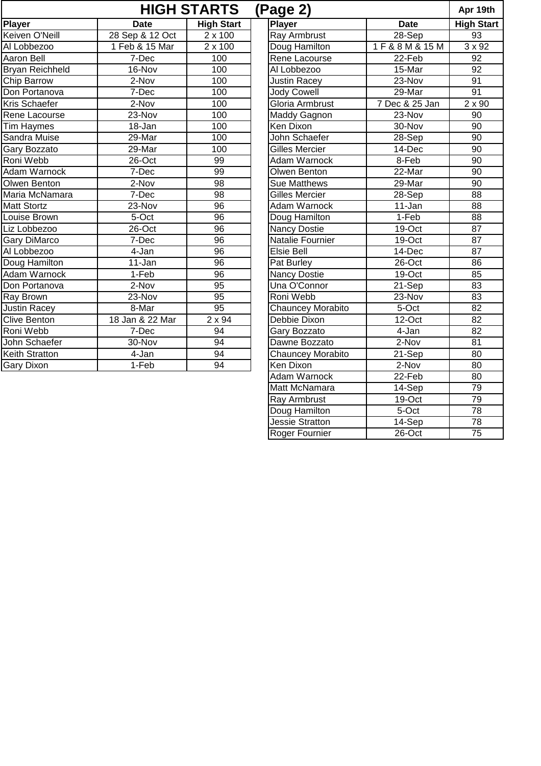# HIGH STARTS (Page 2)

Apr 19th

| Player | Date | High Start |
|---|---|---|
| Keiven O'Neill | 28 Sep & 12 Oct | 2 x 100 |
| Al Lobbezoo | 1 Feb & 15 Mar | 2 x 100 |
| Aaron Bell | 7-Dec | 100 |
| Bryan Reichheld | 16-Nov | 100 |
| Chip Barrow | 2-Nov | 100 |
| Don Portanova | 7-Dec | 100 |
| Kris Schaefer | 2-Nov | 100 |
| Rene Lacourse | 23-Nov | 100 |
| Tim Haymes | 18-Jan | 100 |
| Sandra Muise | 29-Mar | 100 |
| Gary Bozzato | 29-Mar | 100 |
| Roni Webb | 26-Oct | 99 |
| Adam Warnock | 7-Dec | 99 |
| Olwen Benton | 2-Nov | 98 |
| Maria McNamara | 7-Dec | 98 |
| Matt Stortz | 23-Nov | 96 |
| Louise Brown | 5-Oct | 96 |
| Liz Lobbezoo | 26-Oct | 96 |
| Gary DiMarco | 7-Dec | 96 |
| Al Lobbezoo | 4-Jan | 96 |
| Doug Hamilton | 11-Jan | 96 |
| Adam Warnock | 1-Feb | 96 |
| Don Portanova | 2-Nov | 95 |
| Ray Brown | 23-Nov | 95 |
| Justin Racey | 8-Mar | 95 |
| Clive Benton | 18 Jan & 22 Mar | 2 x 94 |
| Roni Webb | 7-Dec | 94 |
| John Schaefer | 30-Nov | 94 |
| Keith Stratton | 4-Jan | 94 |
| Gary Dixon | 1-Feb | 94 |
| Ray Armbrust | 28-Sep | 93 |
| Doug Hamilton | 1 F & 8 M & 15 M | 3 x 92 |
| Rene Lacourse | 22-Feb | 92 |
| Al Lobbezoo | 15-Mar | 92 |
| Justin Racey | 23-Nov | 91 |
| Jody Cowell | 29-Mar | 91 |
| Gloria Armbrust | 7 Dec & 25 Jan | 2 x 90 |
| Maddy Gagnon | 23-Nov | 90 |
| Ken Dixon | 30-Nov | 90 |
| John Schaefer | 28-Sep | 90 |
| Gilles Mercier | 14-Dec | 90 |
| Adam Warnock | 8-Feb | 90 |
| Olwen Benton | 22-Mar | 90 |
| Sue Matthews | 29-Mar | 90 |
| Gilles Mercier | 28-Sep | 88 |
| Adam Warnock | 11-Jan | 88 |
| Doug Hamilton | 1-Feb | 88 |
| Nancy Dostie | 19-Oct | 87 |
| Natalie Fournier | 19-Oct | 87 |
| Elsie Bell | 14-Dec | 87 |
| Pat Burley | 26-Oct | 86 |
| Nancy Dostie | 19-Oct | 85 |
| Una O'Connor | 21-Sep | 83 |
| Roni Webb | 23-Nov | 83 |
| Chauncey Morabito | 5-Oct | 82 |
| Debbie Dixon | 12-Oct | 82 |
| Gary Bozzato | 4-Jan | 82 |
| Dawne Bozzato | 2-Nov | 81 |
| Chauncey Morabito | 21-Sep | 80 |
| Ken Dixon | 2-Nov | 80 |
| Adam Warnock | 22-Feb | 80 |
| Matt McNamara | 14-Sep | 79 |
| Ray Armbrust | 19-Oct | 79 |
| Doug Hamilton | 5-Oct | 78 |
| Jessie Stratton | 14-Sep | 78 |
| Roger Fournier | 26-Oct | 75 |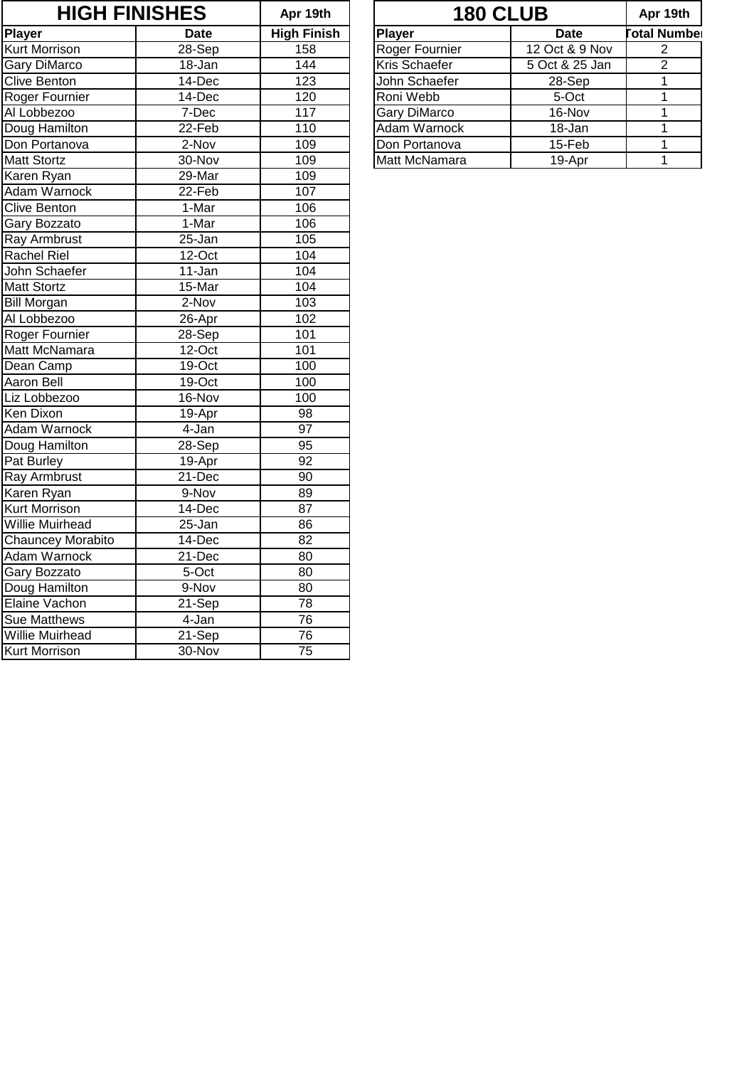| HIGH FINISHES | | Apr 19th |
|---|---|---|
| Player | Date | High Finish |
| Kurt Morrison | 28-Sep | 158 |
| Gary DiMarco | 18-Jan | 144 |
| Clive Benton | 14-Dec | 123 |
| Roger Fournier | 14-Dec | 120 |
| Al Lobbezoo | 7-Dec | 117 |
| Doug Hamilton | 22-Feb | 110 |
| Don Portanova | 2-Nov | 109 |
| Matt Stortz | 30-Nov | 109 |
| Karen Ryan | 29-Mar | 109 |
| Adam Warnock | 22-Feb | 107 |
| Clive Benton | 1-Mar | 106 |
| Gary Bozzato | 1-Mar | 106 |
| Ray Armbrust | 25-Jan | 105 |
| Rachel Riel | 12-Oct | 104 |
| John Schaefer | 11-Jan | 104 |
| Matt Stortz | 15-Mar | 104 |
| Bill Morgan | 2-Nov | 103 |
| Al Lobbezoo | 26-Apr | 102 |
| Roger Fournier | 28-Sep | 101 |
| Matt McNamara | 12-Oct | 101 |
| Dean Camp | 19-Oct | 100 |
| Aaron Bell | 19-Oct | 100 |
| Liz Lobbezoo | 16-Nov | 100 |
| Ken Dixon | 19-Apr | 98 |
| Adam Warnock | 4-Jan | 97 |
| Doug Hamilton | 28-Sep | 95 |
| Pat Burley | 19-Apr | 92 |
| Ray Armbrust | 21-Dec | 90 |
| Karen Ryan | 9-Nov | 89 |
| Kurt Morrison | 14-Dec | 87 |
| Willie Muirhead | 25-Jan | 86 |
| Chauncey Morabito | 14-Dec | 82 |
| Adam Warnock | 21-Dec | 80 |
| Gary Bozzato | 5-Oct | 80 |
| Doug Hamilton | 9-Nov | 80 |
| Elaine Vachon | 21-Sep | 78 |
| Sue Matthews | 4-Jan | 76 |
| Willie Muirhead | 21-Sep | 76 |
| Kurt Morrison | 30-Nov | 75 |

| 180 CLUB | | Apr 19th |
|---|---|---|
| Player | Date | Total Number |
| Roger Fournier | 12 Oct & 9 Nov | 2 |
| Kris Schaefer | 5 Oct & 25 Jan | 2 |
| John Schaefer | 28-Sep | 1 |
| Roni Webb | 5-Oct | 1 |
| Gary DiMarco | 16-Nov | 1 |
| Adam Warnock | 18-Jan | 1 |
| Don Portanova | 15-Feb | 1 |
| Matt McNamara | 19-Apr | 1 |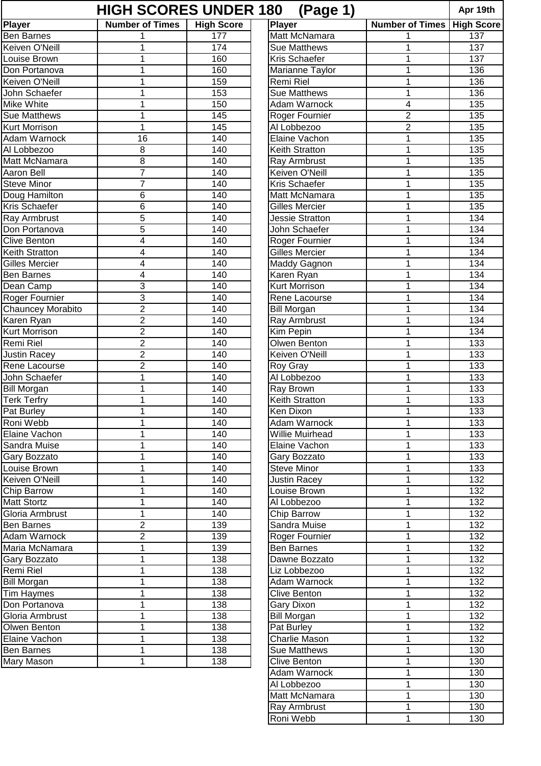# HIGH SCORES UNDER 180 (Page 1)

Apr 19th

| Player | Number of Times | High Score |
|---|---|---|
| Ben Barnes | 1 | 177 |
| Keiven O'Neill | 1 | 174 |
| Louise Brown | 1 | 160 |
| Don Portanova | 1 | 160 |
| Keiven O'Neill | 1 | 159 |
| John Schaefer | 1 | 153 |
| Mike White | 1 | 150 |
| Sue Matthews | 1 | 145 |
| Kurt Morrison | 1 | 145 |
| Adam Warnock | 16 | 140 |
| Al Lobbezoo | 8 | 140 |
| Matt McNamara | 8 | 140 |
| Aaron Bell | 7 | 140 |
| Steve Minor | 7 | 140 |
| Doug Hamilton | 6 | 140 |
| Kris Schaefer | 6 | 140 |
| Ray Armbrust | 5 | 140 |
| Don Portanova | 5 | 140 |
| Clive Benton | 4 | 140 |
| Keith Stratton | 4 | 140 |
| Gilles Mercier | 4 | 140 |
| Ben Barnes | 4 | 140 |
| Dean Camp | 3 | 140 |
| Roger Fournier | 3 | 140 |
| Chauncey Morabito | 2 | 140 |
| Karen Ryan | 2 | 140 |
| Kurt Morrison | 2 | 140 |
| Remi Riel | 2 | 140 |
| Justin Racey | 2 | 140 |
| Rene Lacourse | 2 | 140 |
| John Schaefer | 1 | 140 |
| Bill Morgan | 1 | 140 |
| Terk Terfry | 1 | 140 |
| Pat Burley | 1 | 140 |
| Roni Webb | 1 | 140 |
| Elaine Vachon | 1 | 140 |
| Sandra Muise | 1 | 140 |
| Gary Bozzato | 1 | 140 |
| Louise Brown | 1 | 140 |
| Keiven O'Neill | 1 | 140 |
| Chip Barrow | 1 | 140 |
| Matt Stortz | 1 | 140 |
| Gloria Armbrust | 1 | 140 |
| Ben Barnes | 2 | 139 |
| Adam Warnock | 2 | 139 |
| Maria McNamara | 1 | 139 |
| Gary Bozzato | 1 | 138 |
| Remi Riel | 1 | 138 |
| Bill Morgan | 1 | 138 |
| Tim Haymes | 1 | 138 |
| Don Portanova | 1 | 138 |
| Gloria Armbrust | 1 | 138 |
| Olwen Benton | 1 | 138 |
| Elaine Vachon | 1 | 138 |
| Ben Barnes | 1 | 138 |
| Mary Mason | 1 | 138 |

| Player | Number of Times | High Score |
|---|---|---|
| Matt McNamara | 1 | 137 |
| Sue Matthews | 1 | 137 |
| Kris Schaefer | 1 | 137 |
| Marianne Taylor | 1 | 136 |
| Remi Riel | 1 | 136 |
| Sue Matthews | 1 | 136 |
| Adam Warnock | 4 | 135 |
| Roger Fournier | 2 | 135 |
| Al Lobbezoo | 2 | 135 |
| Elaine Vachon | 1 | 135 |
| Keith Stratton | 1 | 135 |
| Ray Armbrust | 1 | 135 |
| Keiven O'Neill | 1 | 135 |
| Kris Schaefer | 1 | 135 |
| Matt McNamara | 1 | 135 |
| Gilles Mercier | 1 | 135 |
| Jessie Stratton | 1 | 134 |
| John Schaefer | 1 | 134 |
| Roger Fournier | 1 | 134 |
| Gilles Mercier | 1 | 134 |
| Maddy Gagnon | 1 | 134 |
| Karen Ryan | 1 | 134 |
| Kurt Morrison | 1 | 134 |
| Rene Lacourse | 1 | 134 |
| Bill Morgan | 1 | 134 |
| Ray Armbrust | 1 | 134 |
| Kim Pepin | 1 | 134 |
| Olwen Benton | 1 | 133 |
| Keiven O'Neill | 1 | 133 |
| Roy Gray | 1 | 133 |
| Al Lobbezoo | 1 | 133 |
| Ray Brown | 1 | 133 |
| Keith Stratton | 1 | 133 |
| Ken Dixon | 1 | 133 |
| Adam Warnock | 1 | 133 |
| Willie Muirhead | 1 | 133 |
| Elaine Vachon | 1 | 133 |
| Gary Bozzato | 1 | 133 |
| Steve Minor | 1 | 133 |
| Justin Racey | 1 | 132 |
| Louise Brown | 1 | 132 |
| Al Lobbezoo | 1 | 132 |
| Chip Barrow | 1 | 132 |
| Sandra Muise | 1 | 132 |
| Roger Fournier | 1 | 132 |
| Ben Barnes | 1 | 132 |
| Dawne Bozzato | 1 | 132 |
| Liz Lobbezoo | 1 | 132 |
| Adam Warnock | 1 | 132 |
| Clive Benton | 1 | 132 |
| Gary Dixon | 1 | 132 |
| Bill Morgan | 1 | 132 |
| Pat Burley | 1 | 132 |
| Charlie Mason | 1 | 132 |
| Sue Matthews | 1 | 130 |
| Clive Benton | 1 | 130 |
| Adam Warnock | 1 | 130 |
| Al Lobbezoo | 1 | 130 |
| Matt McNamara | 1 | 130 |
| Ray Armbrust | 1 | 130 |
| Roni Webb | 1 | 130 |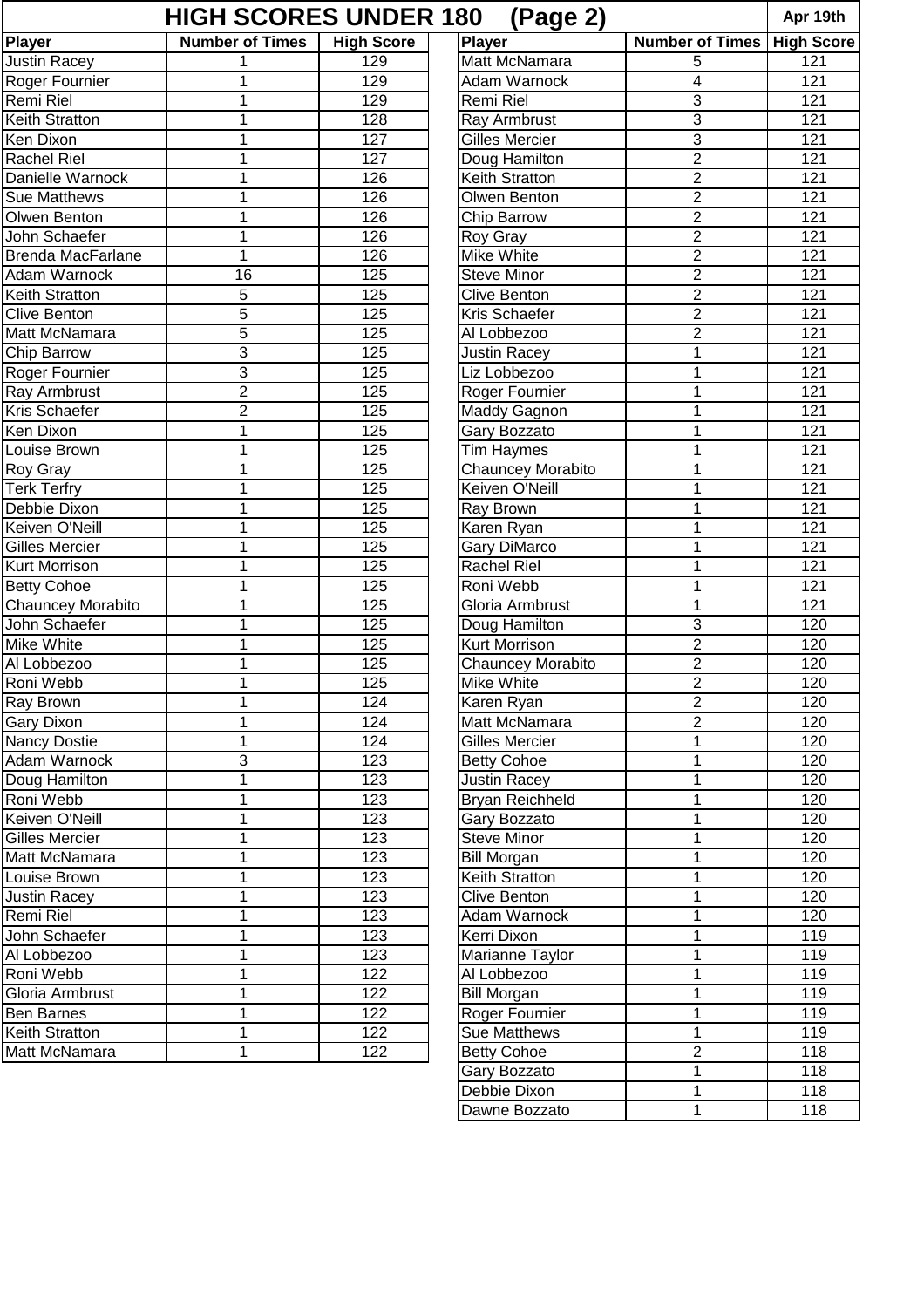# HIGH SCORES UNDER 180 (Page 2)

Apr 19th

| Player | Number of Times | High Score |
|---|---|---|
| Justin Racey | 1 | 129 |
| Roger Fournier | 1 | 129 |
| Remi Riel | 1 | 129 |
| Keith Stratton | 1 | 128 |
| Ken Dixon | 1 | 127 |
| Rachel Riel | 1 | 127 |
| Danielle Warnock | 1 | 126 |
| Sue Matthews | 1 | 126 |
| Olwen Benton | 1 | 126 |
| John Schaefer | 1 | 126 |
| Brenda MacFarlane | 1 | 126 |
| Adam Warnock | 16 | 125 |
| Keith Stratton | 5 | 125 |
| Clive Benton | 5 | 125 |
| Matt McNamara | 5 | 125 |
| Chip Barrow | 3 | 125 |
| Roger Fournier | 3 | 125 |
| Ray Armbrust | 2 | 125 |
| Kris Schaefer | 2 | 125 |
| Ken Dixon | 1 | 125 |
| Louise Brown | 1 | 125 |
| Roy Gray | 1 | 125 |
| Terk Terfry | 1 | 125 |
| Debbie Dixon | 1 | 125 |
| Keiven O'Neill | 1 | 125 |
| Gilles Mercier | 1 | 125 |
| Kurt Morrison | 1 | 125 |
| Betty Cohoe | 1 | 125 |
| Chauncey Morabito | 1 | 125 |
| John Schaefer | 1 | 125 |
| Mike White | 1 | 125 |
| Al Lobbezoo | 1 | 125 |
| Roni Webb | 1 | 125 |
| Ray Brown | 1 | 124 |
| Gary Dixon | 1 | 124 |
| Nancy Dostie | 1 | 124 |
| Adam Warnock | 3 | 123 |
| Doug Hamilton | 1 | 123 |
| Roni Webb | 1 | 123 |
| Keiven O'Neill | 1 | 123 |
| Gilles Mercier | 1 | 123 |
| Matt McNamara | 1 | 123 |
| Louise Brown | 1 | 123 |
| Justin Racey | 1 | 123 |
| Remi Riel | 1 | 123 |
| John Schaefer | 1 | 123 |
| Al Lobbezoo | 1 | 123 |
| Roni Webb | 1 | 122 |
| Gloria Armbrust | 1 | 122 |
| Ben Barnes | 1 | 122 |
| Keith Stratton | 1 | 122 |
| Matt McNamara | 1 | 122 |
| Matt McNamara | 5 | 121 |
| Adam Warnock | 4 | 121 |
| Remi Riel | 3 | 121 |
| Ray Armbrust | 3 | 121 |
| Gilles Mercier | 3 | 121 |
| Doug Hamilton | 2 | 121 |
| Keith Stratton | 2 | 121 |
| Olwen Benton | 2 | 121 |
| Chip Barrow | 2 | 121 |
| Roy Gray | 2 | 121 |
| Mike White | 2 | 121 |
| Steve Minor | 2 | 121 |
| Clive Benton | 2 | 121 |
| Kris Schaefer | 2 | 121 |
| Al Lobbezoo | 2 | 121 |
| Justin Racey | 1 | 121 |
| Liz Lobbezoo | 1 | 121 |
| Roger Fournier | 1 | 121 |
| Maddy Gagnon | 1 | 121 |
| Gary Bozzato | 1 | 121 |
| Tim Haymes | 1 | 121 |
| Chauncey Morabito | 1 | 121 |
| Keiven O'Neill | 1 | 121 |
| Ray Brown | 1 | 121 |
| Karen Ryan | 1 | 121 |
| Gary DiMarco | 1 | 121 |
| Rachel Riel | 1 | 121 |
| Roni Webb | 1 | 121 |
| Gloria Armbrust | 1 | 121 |
| Doug Hamilton | 3 | 120 |
| Kurt Morrison | 2 | 120 |
| Chauncey Morabito | 2 | 120 |
| Mike White | 2 | 120 |
| Karen Ryan | 2 | 120 |
| Matt McNamara | 2 | 120 |
| Gilles Mercier | 1 | 120 |
| Betty Cohoe | 1 | 120 |
| Justin Racey | 1 | 120 |
| Bryan Reichheld | 1 | 120 |
| Gary Bozzato | 1 | 120 |
| Steve Minor | 1 | 120 |
| Bill Morgan | 1 | 120 |
| Keith Stratton | 1 | 120 |
| Clive Benton | 1 | 120 |
| Adam Warnock | 1 | 120 |
| Kerri Dixon | 1 | 119 |
| Marianne Taylor | 1 | 119 |
| Al Lobbezoo | 1 | 119 |
| Bill Morgan | 1 | 119 |
| Roger Fournier | 1 | 119 |
| Sue Matthews | 1 | 119 |
| Betty Cohoe | 2 | 118 |
| Gary Bozzato | 1 | 118 |
| Debbie Dixon | 1 | 118 |
| Dawne Bozzato | 1 | 118 |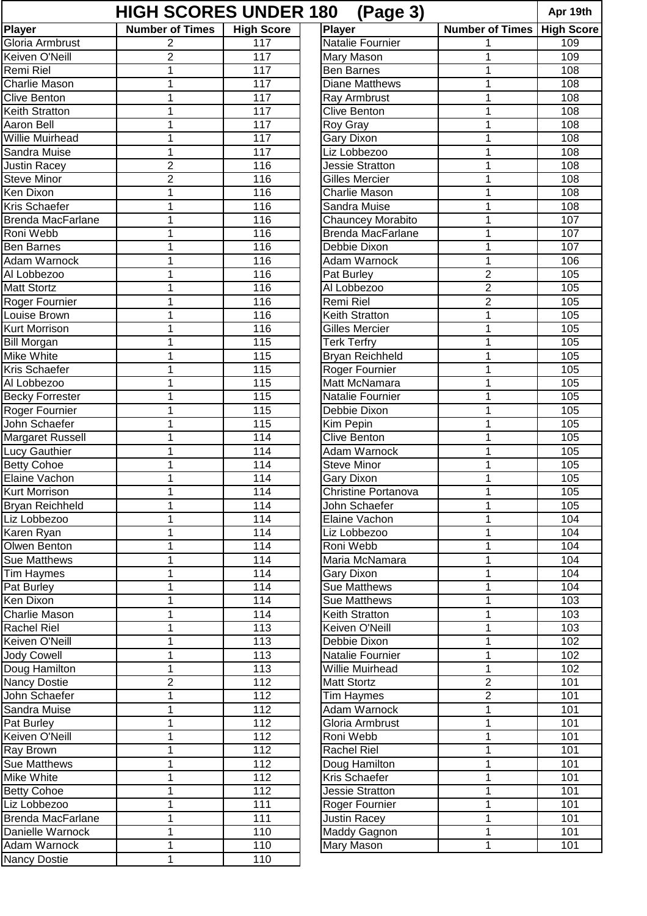# HIGH SCORES UNDER 180 (Page 3)

Apr 19th

| Player | Number of Times | High Score |
|---|---|---|
| Gloria Armbrust | 2 | 117 |
| Keiven O'Neill | 2 | 117 |
| Remi Riel | 1 | 117 |
| Charlie Mason | 1 | 117 |
| Clive Benton | 1 | 117 |
| Keith Stratton | 1 | 117 |
| Aaron Bell | 1 | 117 |
| Willie Muirhead | 1 | 117 |
| Sandra Muise | 1 | 117 |
| Justin Racey | 2 | 116 |
| Steve Minor | 2 | 116 |
| Ken Dixon | 1 | 116 |
| Kris Schaefer | 1 | 116 |
| Brenda MacFarlane | 1 | 116 |
| Roni Webb | 1 | 116 |
| Ben Barnes | 1 | 116 |
| Adam Warnock | 1 | 116 |
| Al Lobbezoo | 1 | 116 |
| Matt Stortz | 1 | 116 |
| Roger Fournier | 1 | 116 |
| Louise Brown | 1 | 116 |
| Kurt Morrison | 1 | 116 |
| Bill Morgan | 1 | 115 |
| Mike White | 1 | 115 |
| Kris Schaefer | 1 | 115 |
| Al Lobbezoo | 1 | 115 |
| Becky Forrester | 1 | 115 |
| Roger Fournier | 1 | 115 |
| John Schaefer | 1 | 115 |
| Margaret Russell | 1 | 114 |
| Lucy Gauthier | 1 | 114 |
| Betty Cohoe | 1 | 114 |
| Elaine Vachon | 1 | 114 |
| Kurt Morrison | 1 | 114 |
| Bryan Reichheld | 1 | 114 |
| Liz Lobbezoo | 1 | 114 |
| Karen Ryan | 1 | 114 |
| Olwen Benton | 1 | 114 |
| Sue Matthews | 1 | 114 |
| Tim Haymes | 1 | 114 |
| Pat Burley | 1 | 114 |
| Ken Dixon | 1 | 114 |
| Charlie Mason | 1 | 114 |
| Rachel Riel | 1 | 113 |
| Keiven O'Neill | 1 | 113 |
| Jody Cowell | 1 | 113 |
| Doug Hamilton | 1 | 113 |
| Nancy Dostie | 2 | 112 |
| John Schaefer | 1 | 112 |
| Sandra Muise | 1 | 112 |
| Pat Burley | 1 | 112 |
| Keiven O'Neill | 1 | 112 |
| Ray Brown | 1 | 112 |
| Sue Matthews | 1 | 112 |
| Mike White | 1 | 112 |
| Betty Cohoe | 1 | 112 |
| Liz Lobbezoo | 1 | 111 |
| Brenda MacFarlane | 1 | 111 |
| Danielle Warnock | 1 | 110 |
| Adam Warnock | 1 | 110 |
| Nancy Dostie | 1 | 110 |
| Natalie Fournier | 1 | 109 |
| Mary Mason | 1 | 109 |
| Ben Barnes | 1 | 108 |
| Diane Matthews | 1 | 108 |
| Ray Armbrust | 1 | 108 |
| Clive Benton | 1 | 108 |
| Roy Gray | 1 | 108 |
| Gary Dixon | 1 | 108 |
| Liz Lobbezoo | 1 | 108 |
| Jessie Stratton | 1 | 108 |
| Gilles Mercier | 1 | 108 |
| Charlie Mason | 1 | 108 |
| Sandra Muise | 1 | 108 |
| Chauncey Morabito | 1 | 107 |
| Brenda MacFarlane | 1 | 107 |
| Debbie Dixon | 1 | 107 |
| Adam Warnock | 1 | 106 |
| Pat Burley | 2 | 105 |
| Al Lobbezoo | 2 | 105 |
| Remi Riel | 2 | 105 |
| Keith Stratton | 1 | 105 |
| Gilles Mercier | 1 | 105 |
| Terk Terfry | 1 | 105 |
| Bryan Reichheld | 1 | 105 |
| Roger Fournier | 1 | 105 |
| Matt McNamara | 1 | 105 |
| Natalie Fournier | 1 | 105 |
| Debbie Dixon | 1 | 105 |
| Kim Pepin | 1 | 105 |
| Clive Benton | 1 | 105 |
| Adam Warnock | 1 | 105 |
| Steve Minor | 1 | 105 |
| Gary Dixon | 1 | 105 |
| Christine Portanova | 1 | 105 |
| John Schaefer | 1 | 105 |
| Elaine Vachon | 1 | 104 |
| Liz Lobbezoo | 1 | 104 |
| Roni Webb | 1 | 104 |
| Maria McNamara | 1 | 104 |
| Gary Dixon | 1 | 104 |
| Sue Matthews | 1 | 104 |
| Sue Matthews | 1 | 103 |
| Keith Stratton | 1 | 103 |
| Keiven O'Neill | 1 | 103 |
| Debbie Dixon | 1 | 102 |
| Natalie Fournier | 1 | 102 |
| Willie Muirhead | 1 | 102 |
| Matt Stortz | 2 | 101 |
| Tim Haymes | 2 | 101 |
| Adam Warnock | 1 | 101 |
| Gloria Armbrust | 1 | 101 |
| Roni Webb | 1 | 101 |
| Rachel Riel | 1 | 101 |
| Doug Hamilton | 1 | 101 |
| Kris Schaefer | 1 | 101 |
| Jessie Stratton | 1 | 101 |
| Roger Fournier | 1 | 101 |
| Justin Racey | 1 | 101 |
| Maddy Gagnon | 1 | 101 |
| Mary Mason | 1 | 101 |